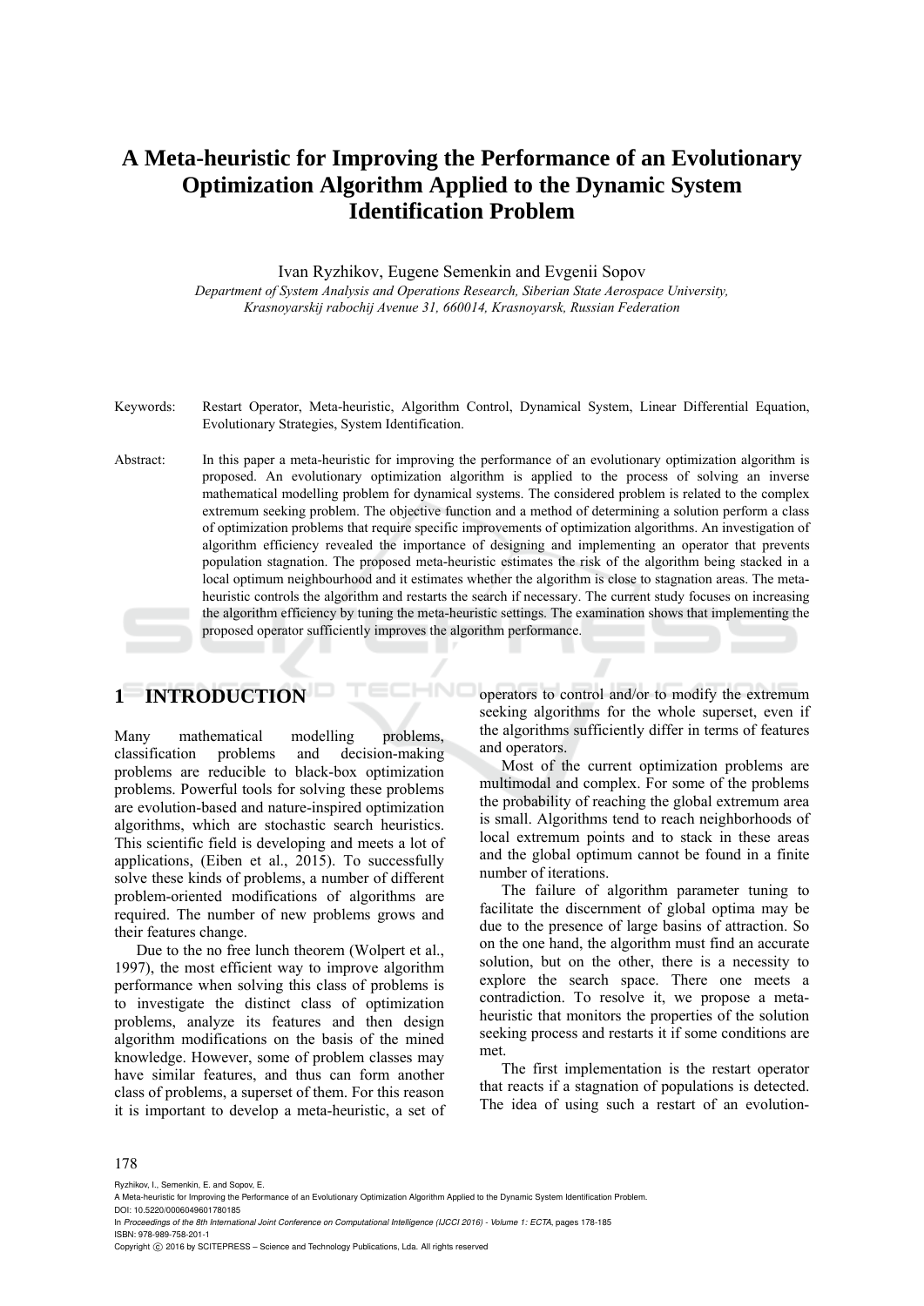# A Meta-heuristic for Improving the Performance of an Evolutionary Optimization Algorithm Applied to the Dynamic System Identification Problem

Ivan Ryzhikov, Eugene Semenkin and Evgenii Sopov

*Department of System Analysis and Operations Research, Siberian State Aerospace University, Krasnoyarskij rabochij Avenue 31, 660014, Krasnoyarsk, Russian Federation*

Keywords: Restart Operator, Meta-heuristic, Algorithm Control, Dynamical System, Linear Differential Equation, Evolutionary Strategies, System Identification.

Abstract: In this paper a meta-heuristic for improving the performance of an evolutionary optimization algorithm is proposed. An evolutionary optimization algorithm is applied to the process of solving an inverse mathematical modelling problem for dynamical systems. The considered problem is related to the complex extremum seeking problem. The objective function and a method of determining a solution perform a class of optimization problems that require specific improvements of optimization algorithms. An investigation of algorithm efficiency revealed the importance of designing and implementing an operator that prevents population stagnation. The proposed meta-heuristic estimates the risk of the algorithm being stacked in a local optimum neighbourhood and it estimates whether the algorithm is close to stagnation areas. The meta-heuristic controls the algorithm and restarts the search if necessary. The current study focuses on increasing the algorithm efficiency by tuning the meta-heuristic settings. The examination shows that implementing the proposed operator sufficiently improves the algorithm performance.

## 1 INTRODUCTION

Many mathematical modelling problems, classification problems and decision-making problems are reducible to black-box optimization problems. Powerful tools for solving these problems are evolution-based and nature-inspired optimization algorithms, which are stochastic search heuristics. This scientific field is developing and meets a lot of applications, (Eiben et al., 2015). To successfully solve these kinds of problems, a number of different problem-oriented modifications of algorithms are required. The number of new problems grows and their features change.

Due to the no free lunch theorem (Wolpert et al., 1997), the most efficient way to improve algorithm performance when solving this class of problems is to investigate the distinct class of optimization problems, analyze its features and then design algorithm modifications on the basis of the mined knowledge. However, some of problem classes may have similar features, and thus can form another class of problems, a superset of them. For this reason it is important to develop a meta-heuristic, a set of operators to control and/or to modify the extremum seeking algorithms for the whole superset, even if the algorithms sufficiently differ in terms of features and operators.

Most of the current optimization problems are multimodal and complex. For some of the problems the probability of reaching the global extremum area is small. Algorithms tend to reach neighborhoods of local extremum points and to stack in these areas and the global optimum cannot be found in a finite number of iterations.

The failure of algorithm parameter tuning to facilitate the discernment of global optima may be due to the presence of large basins of attraction. So on the one hand, the algorithm must find an accurate solution, but on the other, there is a necessity to explore the search space. There one meets a contradiction. To resolve it, we propose a meta-heuristic that monitors the properties of the solution seeking process and restarts it if some conditions are met.

The first implementation is the restart operator that reacts if a stagnation of populations is detected. The idea of using such a restart of an evolution-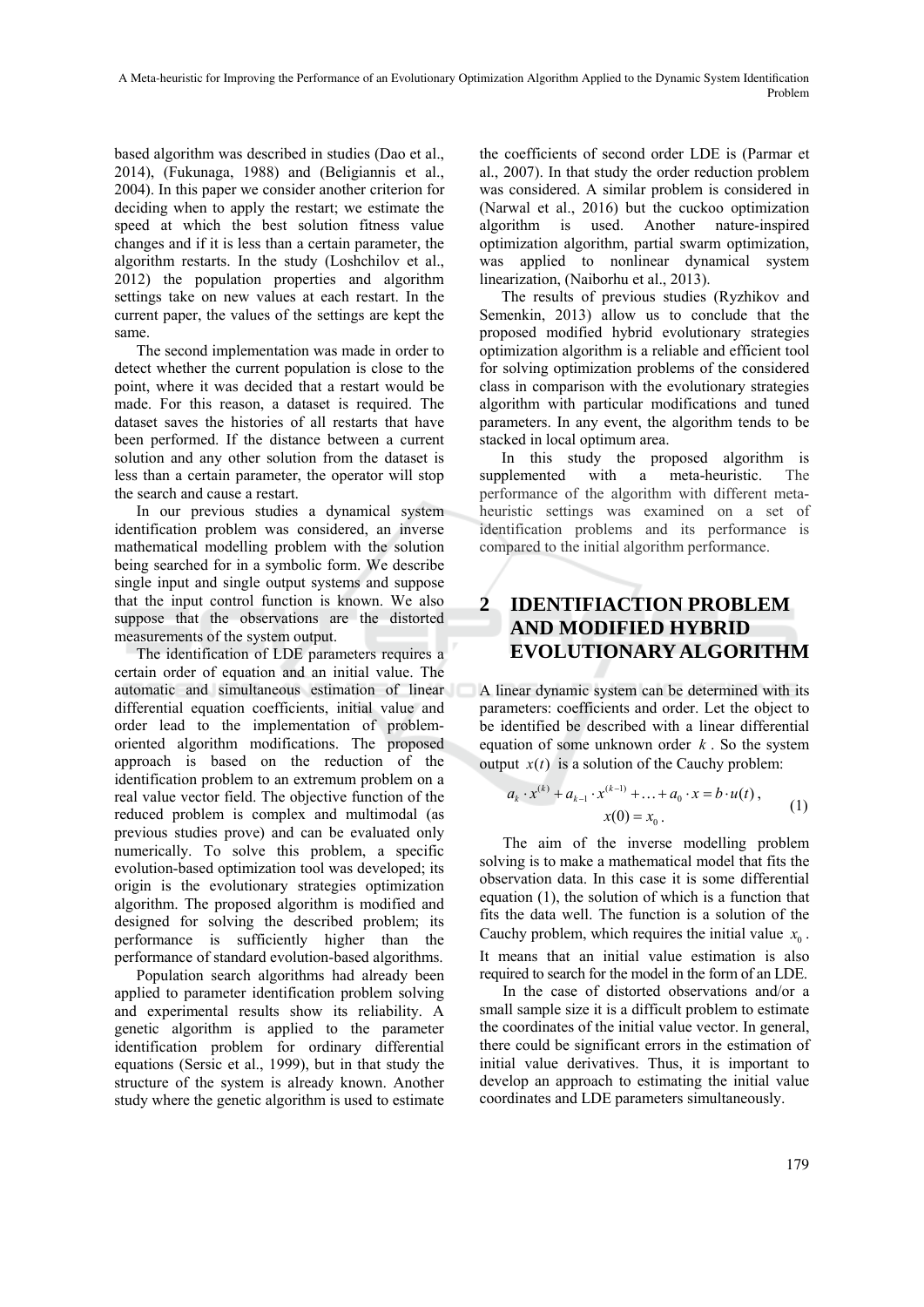based algorithm was described in studies (Dao et al., 2014), (Fukunaga, 1988) and (Beligiannis et al., 2004). In this paper we consider another criterion for deciding when to apply the restart; we estimate the speed at which the best solution fitness value changes and if it is less than a certain parameter, the algorithm restarts. In the study (Loshchilov et al., 2012) the population properties and algorithm settings take on new values at each restart. In the current paper, the values of the settings are kept the same.

The second implementation was made in order to detect whether the current population is close to the point, where it was decided that a restart would be made. For this reason, a dataset is required. The dataset saves the histories of all restarts that have been performed. If the distance between a current solution and any other solution from the dataset is less than a certain parameter, the operator will stop the search and cause a restart.

In our previous studies a dynamical system identification problem was considered, an inverse mathematical modelling problem with the solution being searched for in a symbolic form. We describe single input and single output systems and suppose that the input control function is known. We also suppose that the observations are the distorted measurements of the system output.

The identification of LDE parameters requires a certain order of equation and an initial value. The automatic and simultaneous estimation of linear differential equation coefficients, initial value and order lead to the implementation of problem-oriented algorithm modifications. The proposed approach is based on the reduction of the identification problem to an extremum problem on a real value vector field. The objective function of the reduced problem is complex and multimodal (as previous studies prove) and can be evaluated only numerically. To solve this problem, a specific evolution-based optimization tool was developed; its origin is the evolutionary strategies optimization algorithm. The proposed algorithm is modified and designed for solving the described problem; its performance is sufficiently higher than the performance of standard evolution-based algorithms.

Population search algorithms had already been applied to parameter identification problem solving and experimental results show its reliability. A genetic algorithm is applied to the parameter identification problem for ordinary differential equations (Sersic et al., 1999), but in that study the structure of the system is already known. Another study where the genetic algorithm is used to estimate the coefficients of second order LDE is (Parmar et al., 2007). In that study the order reduction problem was considered. A similar problem is considered in (Narwal et al., 2016) but the cuckoo optimization algorithm is used. Another nature-inspired optimization algorithm, partial swarm optimization, was applied to nonlinear dynamical system linearization, (Naiborhu et al., 2013).

The results of previous studies (Ryzhikov and Semenkin, 2013) allow us to conclude that the proposed modified hybrid evolutionary strategies optimization algorithm is a reliable and efficient tool for solving optimization problems of the considered class in comparison with the evolutionary strategies algorithm with particular modifications and tuned parameters. In any event, the algorithm tends to be stacked in local optimum area.

In this study the proposed algorithm is supplemented with a meta-heuristic. The performance of the algorithm with different meta-heuristic settings was examined on a set of identification problems and its performance is compared to the initial algorithm performance.

## 2 IDENTIFIACTION PROBLEM AND MODIFIED HYBRID EVOLUTIONARY ALGORITHM

A linear dynamic system can be determined with its parameters: coefficients and order. Let the object to be identified be described with a linear differential equation of some unknown order $k$. So the system output $x(t)$ is a solution of the Cauchy problem:

$$a_k \cdot x^{(k)} + a_{k-1} \cdot x^{(k-1)} + \ldots + a_0 \cdot x = b \cdot u(t)\,, \quad x(0) = x_0\,. \tag{1}$$

The aim of the inverse modelling problem solving is to make a mathematical model that fits the observation data. In this case it is some differential equation (1), the solution of which is a function that fits the data well. The function is a solution of the Cauchy problem, which requires the initial value $x_0$. It means that an initial value estimation is also required to search for the model in the form of an LDE.

In the case of distorted observations and/or a small sample size it is a difficult problem to estimate the coordinates of the initial value vector. In general, there could be significant errors in the estimation of initial value derivatives. Thus, it is important to develop an approach to estimating the initial value coordinates and LDE parameters simultaneously.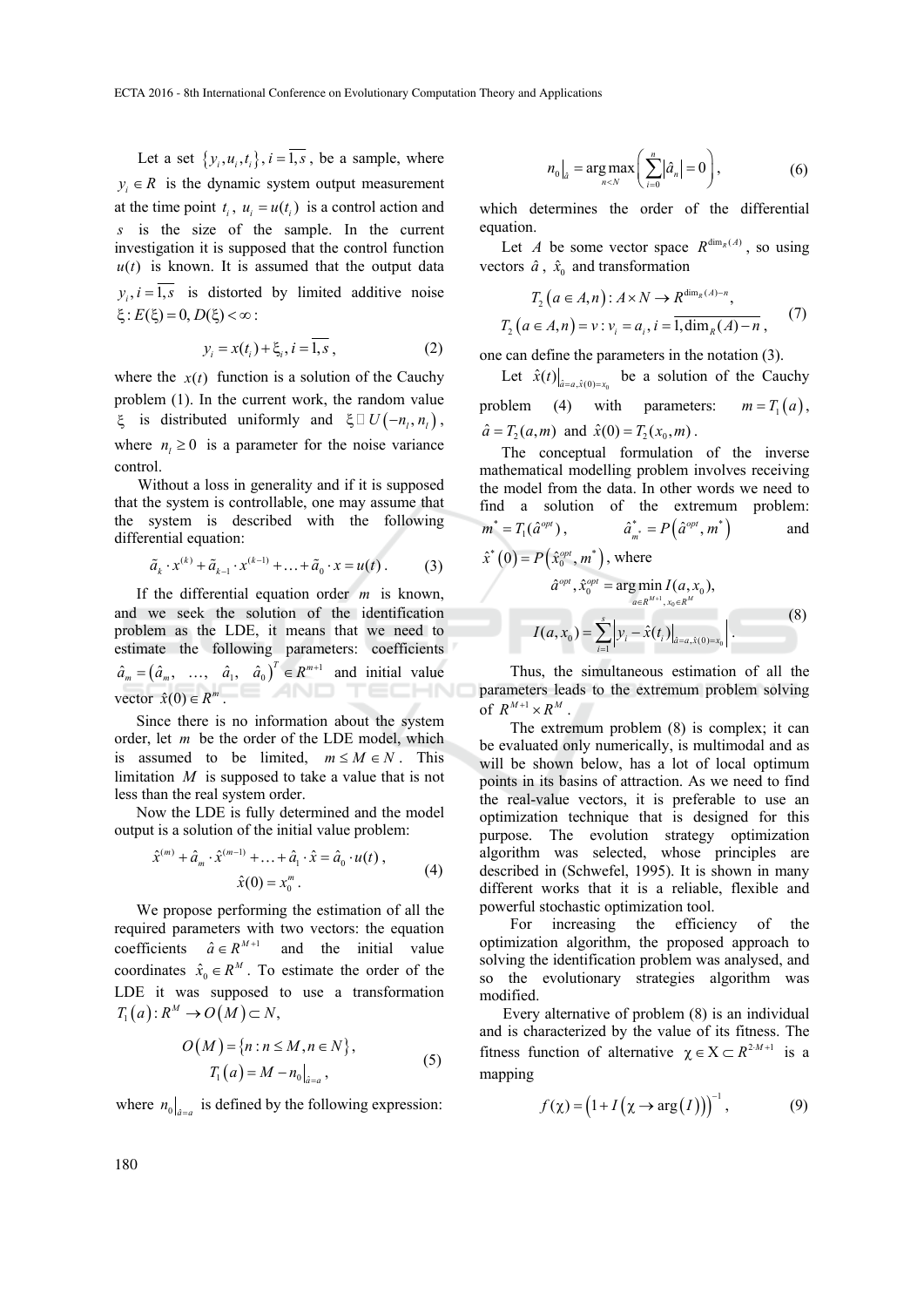Let a set $\{y_i, u_i, t_i\}, i = \overline{1,s}$, be a sample, where $y_i \in R$ is the dynamic system output measurement at the time point $t_i$, $u_i = u(t_i)$ is a control action and $s$ is the size of the sample. In the current investigation it is supposed that the control function $u(t)$ is known. It is assumed that the output data $y_i, i = \overline{1,s}$ is distorted by limited additive noise $\xi : E(\xi) = 0, D(\xi) < \infty$:

$$y_i = x(t_i) + \xi_i, i = \overline{1,s}, \tag{2}$$

where the $x(t)$ function is a solution of the Cauchy problem (1). In the current work, the random value $\xi$ is distributed uniformly and $\xi \sim U(-n_l, n_l)$, where $n_l \geq 0$ is a parameter for the noise variance control.

Without a loss in generality and if it is supposed that the system is controllable, one may assume that the system is described with the following differential equation:

$$\tilde{a}_k \cdot x^{(k)} + \tilde{a}_{k-1} \cdot x^{(k-1)} + \ldots + \tilde{a}_0 \cdot x = u(t). \tag{3}$$

If the differential equation order $m$ is known, and we seek the solution of the identification problem as the LDE, it means that we need to estimate the following parameters: coefficients $\hat{a}_m = (\hat{a}_m, \ldots, \hat{a}_1, \hat{a}_0)^T \in R^{m+1}$ and initial value vector $\hat{x}(0) \in R^m$.

Since there is no information about the system order, let $m$ be the order of the LDE model, which is assumed to be limited, $m \leq M \in N$. This limitation $M$ is supposed to take a value that is not less than the real system order.

Now the LDE is fully determined and the model output is a solution of the initial value problem:

$$\hat{x}^{(m)} + \hat{a}_m \cdot \hat{x}^{(m-1)} + \ldots + \hat{a}_1 \cdot \hat{x} = \hat{a}_0 \cdot u(t), \quad \hat{x}(0) = x_0^m. \tag{4}$$

We propose performing the estimation of all the required parameters with two vectors: the equation coefficients $\hat{a} \in R^{M+1}$ and the initial value coordinates $\hat{x}_0 \in R^M$. To estimate the order of the LDE it was supposed to use a transformation $T_1(a) : R^M \rightarrow O(M) \subset N$,

$$O(M) = \{n : n \leq M, n \in N\}, \quad T_1(a) = M - n_0\big|_{\hat{a}=a}, \tag{5}$$

where $n_0\big|_{\hat{a}=a}$ is defined by the following expression:

$$n_0\big|_{\hat{a}} = \arg\max_{n<N}\left(\sum_{i=0}^{n}|\hat{a}_n| = 0\right), \tag{6}$$

which determines the order of the differential equation.

Let $A$ be some vector space $R^{\dim_R(A)}$, so using vectors $\hat{a}$, $\hat{x}_0$ and transformation

$$T_2(a \in A, n) : A \times N \rightarrow R^{\dim_R(A)-n}, \quad T_2(a \in A, n) = v : v_i = a_i, i = \overline{1, \dim_R(A) - n}, \tag{7}$$

one can define the parameters in the notation (3).

Let $\hat{x}(t)\big|_{\hat{a}=a, \hat{x}(0)=x_0}$ be a solution of the Cauchy problem (4) with parameters: $m = T_1(a)$, $\hat{a} = T_2(a, m)$ and $\hat{x}(0) = T_2(x_0, m)$.

The conceptual formulation of the inverse mathematical modelling problem involves receiving the model from the data. In other words we need to find a solution of the extremum problem: $m^* = T_1(\hat{a}^{opt})$, $\hat{a}^*_{m^*} = P(\hat{a}^{opt}, m^*)$ and $\hat{x}^*(0) = P(\hat{x}_0^{opt}, m^*)$, where

$$\hat{a}^{opt}, \hat{x}_0^{opt} = \arg\min_{a \in R^{M+1}, x_0 \in R^M} I(a, x_0), \quad I(a, x_0) = \sum_{i=1}^{s}\left|y_i - \hat{x}(t_i)\big|_{\hat{a}=a, \hat{x}(0)=x_0}\right|. \tag{8}$$

Thus, the simultaneous estimation of all the parameters leads to the extremum problem solving of $R^{M+1} \times R^M$.

The extremum problem (8) is complex; it can be evaluated only numerically, is multimodal and as will be shown below, has a lot of local optimum points in its basins of attraction. As we need to find the real-value vectors, it is preferable to use an optimization technique that is designed for this purpose. The evolution strategy optimization algorithm was selected, whose principles are described in (Schwefel, 1995). It is shown in many different works that it is a reliable, flexible and powerful stochastic optimization tool.

For increasing the efficiency of the optimization algorithm, the proposed approach to solving the identification problem was analysed, and so the evolutionary strategies algorithm was modified.

Every alternative of problem (8) is an individual and is characterized by the value of its fitness. The fitness function of alternative $\chi \in X \subset R^{2 \cdot M+1}$ is a mapping

$$f(\chi) = \left(1 + I\left(\chi \rightarrow \arg(I)\right)\right)^{-1}, \tag{9}$$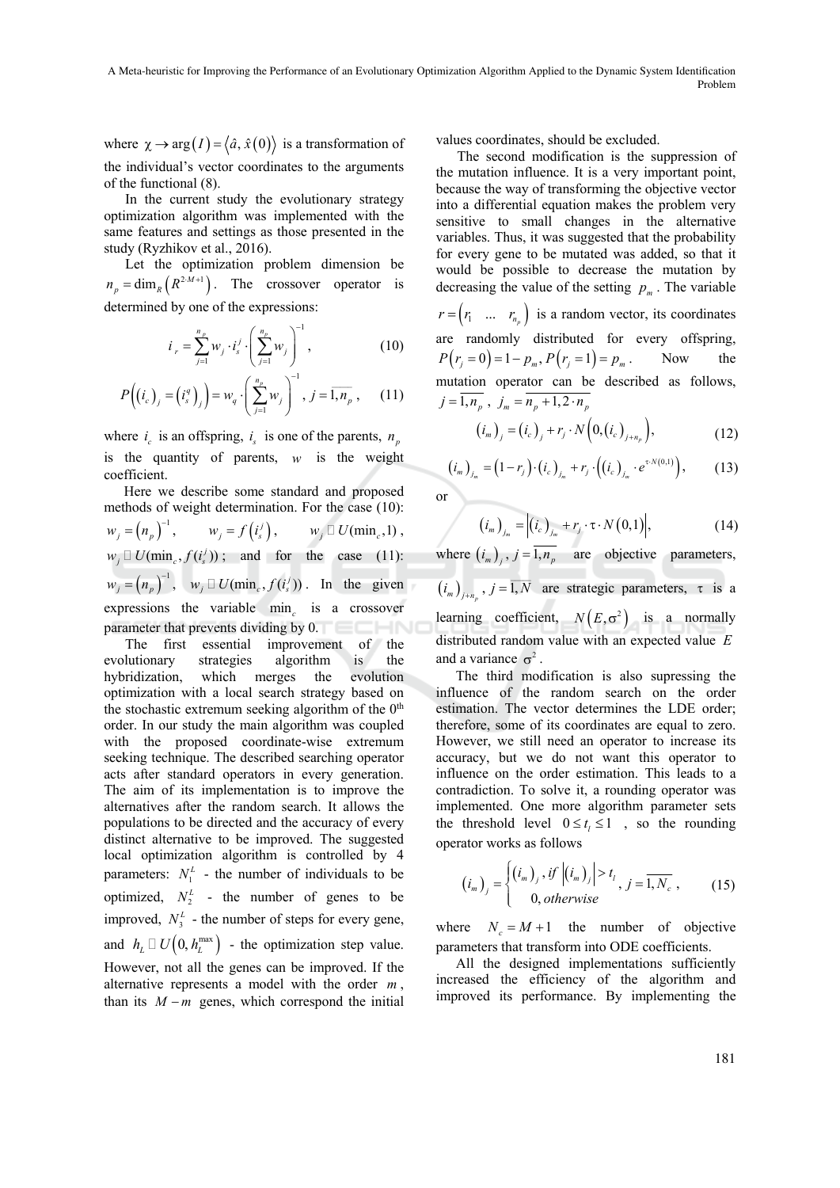where $\chi \to \arg(I) = \langle \hat{a}, \hat{x}(0) \rangle$ is a transformation of the individual's vector coordinates to the arguments of the functional (8).

In the current study the evolutionary strategy optimization algorithm was implemented with the same features and settings as those presented in the study (Ryzhikov et al., 2016).

Let the optimization problem dimension be $n_p = \dim_R \left( R^{2 \cdot M+1} \right)$. The crossover operator is determined by one of the expressions:

$$i_r = \sum_{j=1}^{n_p} w_j \cdot i_s^j \cdot \left( \sum_{j=1}^{n_p} w_j \right)^{-1}, \tag{10}$$

$$P\left( (i_c)_j = (i_s^q)_j \right) = w_q \cdot \left( \sum_{j=1}^{n_p} w_j \right)^{-1}, \ j = \overline{1, n_p}, \tag{11}$$

where $i_c$ is an offspring, $i_s$ is one of the parents, $n_p$ is the quantity of parents, $w$ is the weight coefficient.

Here we describe some standard and proposed methods of weight determination. For the case (10): $w_j = (n_p)^{-1}$, $w_j = f\left(i_s^j\right)$, $w_j \sim U(\min_c, 1)$, $w_j \sim U(\min_c, f(i_s^j))$; and for the case (11): $w_j = (n_p)^{-1}$, $w_j \sim U(\min_c, f(i_s^j))$. In the given expressions the variable $\min_c$ is a crossover parameter that prevents dividing by 0.

The first essential improvement of the evolutionary strategies algorithm is the hybridization, which merges the evolution optimization with a local search strategy based on the stochastic extremum seeking algorithm of the 0[th] order. In our study the main algorithm was coupled with the proposed coordinate-wise extremum seeking technique. The described searching operator acts after standard operators in every generation. The aim of its implementation is to improve the alternatives after the random search. It allows the populations to be directed and the accuracy of every distinct alternative to be improved. The suggested local optimization algorithm is controlled by 4 parameters: $N_1^L$ - the number of individuals to be optimized, $N_2^L$ - the number of genes to be improved, $N_3^L$ - the number of steps for every gene, and $h_L \sim U\left(0, h_L^{\max}\right)$ - the optimization step value. However, not all the genes can be improved. If the alternative represents a model with the order $m$, than its $M - m$ genes, which correspond the initial values coordinates, should be excluded.

The second modification is the suppression of the mutation influence. It is a very important point, because the way of transforming the objective vector into a differential equation makes the problem very sensitive to small changes in the alternative variables. Thus, it was suggested that the probability for every gene to be mutated was added, so that it would be possible to decrease the mutation by decreasing the value of the setting $p_m$. The variable $r = \begin{pmatrix} r_1 & \ldots & r_{n_p} \end{pmatrix}$ is a random vector, its coordinates are randomly distributed for every offspring, $P(r_j = 0) = 1 - p_m, P(r_j = 1) = p_m$. Now the mutation operator can be described as follows, $j = \overline{1, n_p}$, $j_m = \overline{n_p + 1, 2 \cdot n_p}$

$$(i_m)_j = (i_c)_j + r_j \cdot N\left(0, (i_c)_{j+n_p}\right), \tag{12}$$

$$(i_m)_{j_m} = (1 - r_j) \cdot (i_c)_{j_m} + r_j \cdot \left( (i_c)_{j_m} \cdot e^{\tau \cdot N(0,1)} \right), \tag{13}$$

or

$$(i_m)_{j_m} = \left| (i_c)_{j_m} + r_j \cdot \tau \cdot N(0,1) \right|, \tag{14}$$

where $(i_m)_j, j = \overline{1, n_p}$ are objective parameters, $(i_m)_{j+n_p}, j = \overline{1, N}$ are strategic parameters, $\tau$ is a learning coefficient, $N\left(E, \sigma^2\right)$ is a normally distributed random value with an expected value $E$ and a variance $\sigma^2$.

The third modification is also supressing the influence of the random search on the order estimation. The vector determines the LDE order; therefore, some of its coordinates are equal to zero. However, we still need an operator to increase its accuracy, but we do not want this operator to influence on the order estimation. This leads to a contradiction. To solve it, a rounding operator was implemented. One more algorithm parameter sets the threshold level $0 \le t_l \le 1$, so the rounding operator works as follows

$$(i_m)_j = \begin{cases} (i_m)_j, & \text{if } \left| (i_m)_j \right| > t_l \\ 0, & \text{otherwise} \end{cases}, \ j = \overline{1, N_c}, \tag{15}$$

where $N_c = M + 1$ the number of objective parameters that transform into ODE coefficients.

All the designed implementations sufficiently increased the efficiency of the algorithm and improved its performance. By implementing the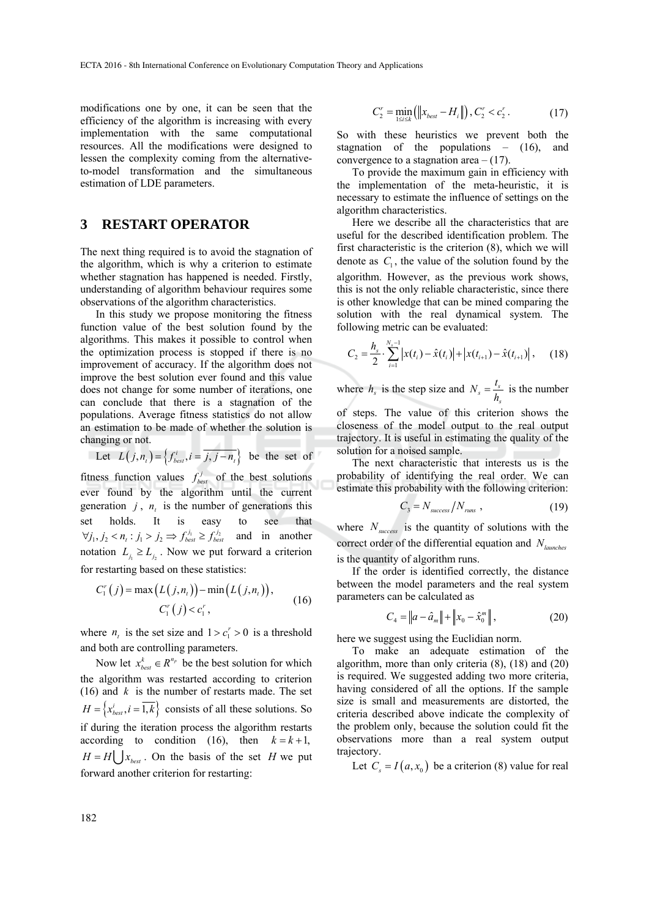modifications one by one, it can be seen that the efficiency of the algorithm is increasing with every implementation with the same computational resources. All the modifications were designed to lessen the complexity coming from the alternative-to-model transformation and the simultaneous estimation of LDE parameters.

## 3 RESTART OPERATOR

The next thing required is to avoid the stagnation of the algorithm, which is why a criterion to estimate whether stagnation has happened is needed. Firstly, understanding of algorithm behaviour requires some observations of the algorithm characteristics.

In this study we propose monitoring the fitness function value of the best solution found by the algorithms. This makes it possible to control when the optimization process is stopped if there is no improvement of accuracy. If the algorithm does not improve the best solution ever found and this value does not change for some number of iterations, one can conclude that there is a stagnation of the populations. Average fitness statistics do not allow an estimation to be made of whether the solution is changing or not.

Let $L(j,n_t)=\left\{f_{best}^{i}, i=\overline{j,j-n_t}\right\}$ be the set of fitness function values $f_{best}^{j}$ of the best solutions ever found by the algorithm until the current generation $j$, $n_t$ is the number of generations this set holds. It is easy to see that $\forall j_1, j_2 < n_t : j_1 > j_2 \Rightarrow f_{best}^{j_1} \geq f_{best}^{j_2}$ and in another notation $L_{j_1} \geq L_{j_2}$. Now we put forward a criterion for restarting based on these statistics:

$$C_1^r(j)=\max\left(L(j,n_t)\right)-\min\left(L(j,n_t)\right), \\ C_1^r(j)<c_1^r, \tag{16}$$

where $n_t$ is the set size and $1>c_1^r>0$ is a threshold and both are controlling parameters.

Now let $x_{best}^{k} \in R^{n_p}$ be the best solution for which the algorithm was restarted according to criterion (16) and $k$ is the number of restarts made. The set $H=\left\{x_{best}^{i}, i=\overline{1,k}\right\}$ consists of all these solutions. So if during the iteration process the algorithm restarts according to condition (16), then $k=k+1$, $H=H\bigcup x_{best}$. On the basis of the set $H$ we put forward another criterion for restarting:

$$C_2^r=\min_{1\leq i\leq k}\left(\left\|x_{best}-H_i\right\|\right), C_2^r<c_2^r. \tag{17}$$

So with these heuristics we prevent both the stagnation of the populations – (16), and convergence to a stagnation area – (17).

To provide the maximum gain in efficiency with the implementation of the meta-heuristic, it is necessary to estimate the influence of settings on the algorithm characteristics.

Here we describe all the characteristics that are useful for the described identification problem. The first characteristic is the criterion (8), which we will denote as $C_1$, the value of the solution found by the algorithm. However, as the previous work shows, this is not the only reliable characteristic, since there is other knowledge that can be mined comparing the solution with the real dynamical system. The following metric can be evaluated:

$$C_2=\frac{h_s}{2}\cdot\sum_{i=1}^{N_s-1}\left|x(t_i)-\hat{x}(t_i)\right|+\left|x(t_{i+1})-\hat{x}(t_{i+1})\right|, \tag{18}$$

where $h_s$ is the step size and $N_s=\dfrac{t_s}{h_s}$ is the number of steps. The value of this criterion shows the closeness of the model output to the real output trajectory. It is useful in estimating the quality of the solution for a noised sample.

The next characteristic that interests us is the probability of identifying the real order. We can estimate this probability with the following criterion:

$$C_3=N_{success}/N_{runs}, \tag{19}$$

where $N_{success}$ is the quantity of solutions with the correct order of the differential equation and $N_{launches}$ is the quantity of algorithm runs.

If the order is identified correctly, the distance between the model parameters and the real system parameters can be calculated as

$$C_4=\left\|a-\hat{a}_m\right\|+\left\|x_0-\hat{x}_0^m\right\|, \tag{20}$$

here we suggest using the Euclidian norm.

To make an adequate estimation of the algorithm, more than only criteria (8), (18) and (20) is required. We suggested adding two more criteria, having considered of all the options. If the sample size is small and measurements are distorted, the criteria described above indicate the complexity of the problem only, because the solution could fit the observations more than a real system output trajectory.

Let $C_s=I(a,x_0)$ be a criterion (8) value for real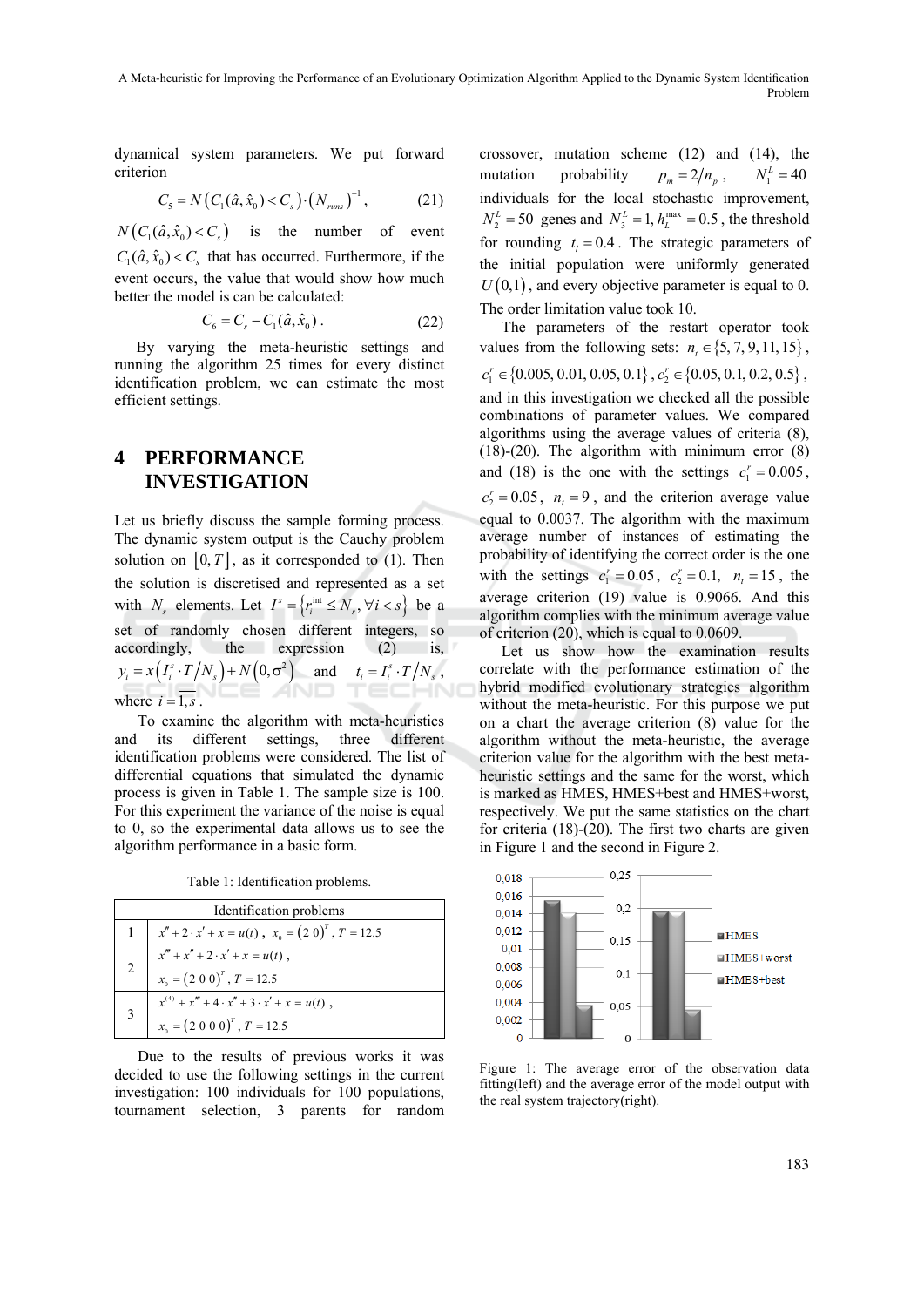dynamical system parameters. We put forward criterion

$$C_5 = N\left(C_1(\hat{a},\hat{x}_0) < C_s\right)\cdot\left(N_{runs}\right)^{-1}, \quad (21)$$

$N\left(C_1(\hat{a},\hat{x}_0) < C_s\right)$ is the number of event $C_1(\hat{a},\hat{x}_0) < C_s$ that has occurred. Furthermore, if the event occurs, the value that would show how much better the model is can be calculated:

$$C_6 = C_s - C_1(\hat{a},\hat{x}_0). \quad (22)$$

By varying the meta-heuristic settings and running the algorithm 25 times for every distinct identification problem, we can estimate the most efficient settings.

# 4 PERFORMANCE INVESTIGATION

Let us briefly discuss the sample forming process. The dynamic system output is the Cauchy problem solution on $[0,T]$, as it corresponded to (1). Then the solution is discretised and represented as a set with $N_s$ elements. Let $I^s = \{r_i^{\text{int}} \le N_s, \forall i < s\}$ be a set of randomly chosen different integers, so accordingly, the expression (2) is, $y_i = x\left(I_i^s \cdot T/N_s\right) + N\left(0,\sigma^2\right)$ and $t_i = I_i^s \cdot T/N_s$, where $i = \overline{1,s}$.

To examine the algorithm with meta-heuristics and its different settings, three different identification problems were considered. The list of differential equations that simulated the dynamic process is given in Table 1. The sample size is 100. For this experiment the variance of the noise is equal to 0, so the experimental data allows us to see the algorithm performance in a basic form.

Table 1: Identification problems.

| | Identification problems |
|---|---|
| 1 | $x'' + 2\cdot x' + x = u(t)$, $x_0 = (2\ 0)^T$, $T = 12.5$ |
| 2 | $x''' + x'' + 2\cdot x' + x = u(t)$, $x_0 = (2\ 0\ 0)^T$, $T = 12.5$ |
| 3 | $x^{(4)} + x''' + 4\cdot x'' + 3\cdot x' + x = u(t)$, $x_0 = (2\ 0\ 0\ 0)^T$, $T = 12.5$ |

Due to the results of previous works it was decided to use the following settings in the current investigation: 100 individuals for 100 populations, tournament selection, 3 parents for random crossover, mutation scheme (12) and (14), the mutation probability $p_m = 2/n_p$, $N_1^L = 40$ individuals for the local stochastic improvement, $N_2^L = 50$ genes and $N_3^L = 1, h_L^{\max} = 0.5$, the threshold for rounding $t_l = 0.4$. The strategic parameters of the initial population were uniformly generated $U(0,1)$, and every objective parameter is equal to 0. The order limitation value took 10.

The parameters of the restart operator took values from the following sets: $n_t \in \{5,7,9,11,15\}$, $c_1^r \in \{0.005, 0.01, 0.05, 0.1\}$, $c_2^r \in \{0.05, 0.1, 0.2, 0.5\}$, and in this investigation we checked all the possible combinations of parameter values. We compared algorithms using the average values of criteria (8), (18)-(20). The algorithm with minimum error (8) and (18) is the one with the settings $c_1^r = 0.005$, $c_2^r = 0.05$, $n_t = 9$, and the criterion average value equal to 0.0037. The algorithm with the maximum average number of instances of estimating the probability of identifying the correct order is the one with the settings $c_1^r = 0.05$, $c_2^r = 0.1$, $n_t = 15$, the average criterion (19) value is 0.9066. And this algorithm complies with the minimum average value of criterion (20), which is equal to 0.0609.

Let us show how the examination results correlate with the performance estimation of the hybrid modified evolutionary strategies algorithm without the meta-heuristic. For this purpose we put on a chart the average criterion (8) value for the algorithm without the meta-heuristic, the average criterion value for the algorithm with the best meta-heuristic settings and the same for the worst, which is marked as HMES, HMES+best and HMES+worst, respectively. We put the same statistics on the chart for criteria (18)-(20). The first two charts are given in Figure 1 and the second in Figure 2.

Figure 1: The average error of the observation data fitting(left) and the average error of the model output with the real system trajectory(right).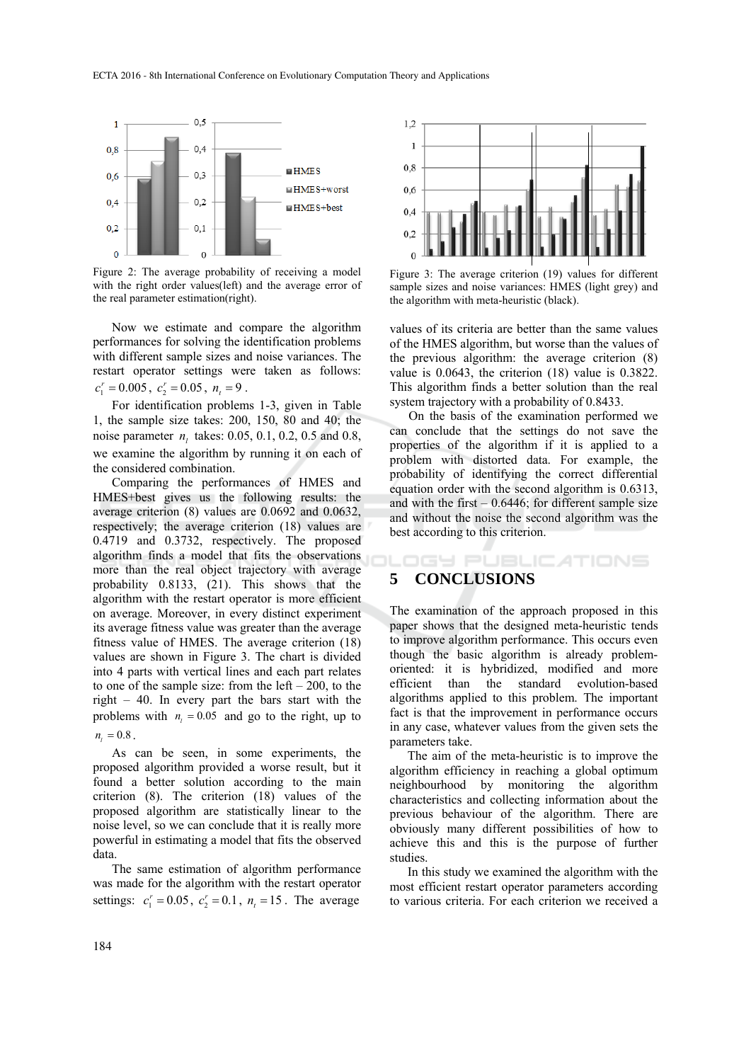Figure 2: The average probability of receiving a model with the right order values(left) and the average error of the real parameter estimation(right).

Figure 3: The average criterion (19) values for different sample sizes and noise variances: HMES (light grey) and the algorithm with meta-heuristic (black).

Now we estimate and compare the algorithm performances for solving the identification problems with different sample sizes and noise variances. The restart operator settings were taken as follows: $c_1^r = 0.005$, $c_2^r = 0.05$, $n_t = 9$.

For identification problems 1-3, given in Table 1, the sample size takes: 200, 150, 80 and 40; the noise parameter $n_l$ takes: 0.05, 0.1, 0.2, 0.5 and 0.8, we examine the algorithm by running it on each of the considered combination.

Comparing the performances of HMES and HMES+best gives us the following results: the average criterion (8) values are 0.0692 and 0.0632, respectively; the average criterion (18) values are 0.4719 and 0.3732, respectively. The proposed algorithm finds a model that fits the observations more than the real object trajectory with average probability 0.8133, (21). This shows that the algorithm with the restart operator is more efficient on average. Moreover, in every distinct experiment its average fitness value was greater than the average fitness value of HMES. The average criterion (18) values are shown in Figure 3. The chart is divided into 4 parts with vertical lines and each part relates to one of the sample size: from the left – 200, to the right – 40. In every part the bars start with the problems with $n_l = 0.05$ and go to the right, up to $n_l = 0.8$.

As can be seen, in some experiments, the proposed algorithm provided a worse result, but it found a better solution according to the main criterion (8). The criterion (18) values of the proposed algorithm are statistically linear to the noise level, so we can conclude that it is really more powerful in estimating a model that fits the observed data.

The same estimation of algorithm performance was made for the algorithm with the restart operator settings: $c_1^r = 0.05$, $c_2^r = 0.1$, $n_t = 15$. The average values of its criteria are better than the same values of the HMES algorithm, but worse than the values of the previous algorithm: the average criterion (8) value is 0.0643, the criterion (18) value is 0.3822. This algorithm finds a better solution than the real system trajectory with a probability of 0.8433.

On the basis of the examination performed we can conclude that the settings do not save the properties of the algorithm if it is applied to a problem with distorted data. For example, the probability of identifying the correct differential equation order with the second algorithm is 0.6313, and with the first – 0.6446; for different sample size and without the noise the second algorithm was the best according to this criterion.

## 5 CONCLUSIONS

The examination of the approach proposed in this paper shows that the designed meta-heuristic tends to improve algorithm performance. This occurs even though the basic algorithm is already problem-oriented: it is hybridized, modified and more efficient than the standard evolution-based algorithms applied to this problem. The important fact is that the improvement in performance occurs in any case, whatever values from the given sets the parameters take.

The aim of the meta-heuristic is to improve the algorithm efficiency in reaching a global optimum neighbourhood by monitoring the algorithm characteristics and collecting information about the previous behaviour of the algorithm. There are obviously many different possibilities of how to achieve this and this is the purpose of further studies.

In this study we examined the algorithm with the most efficient restart operator parameters according to various criteria. For each criterion we received a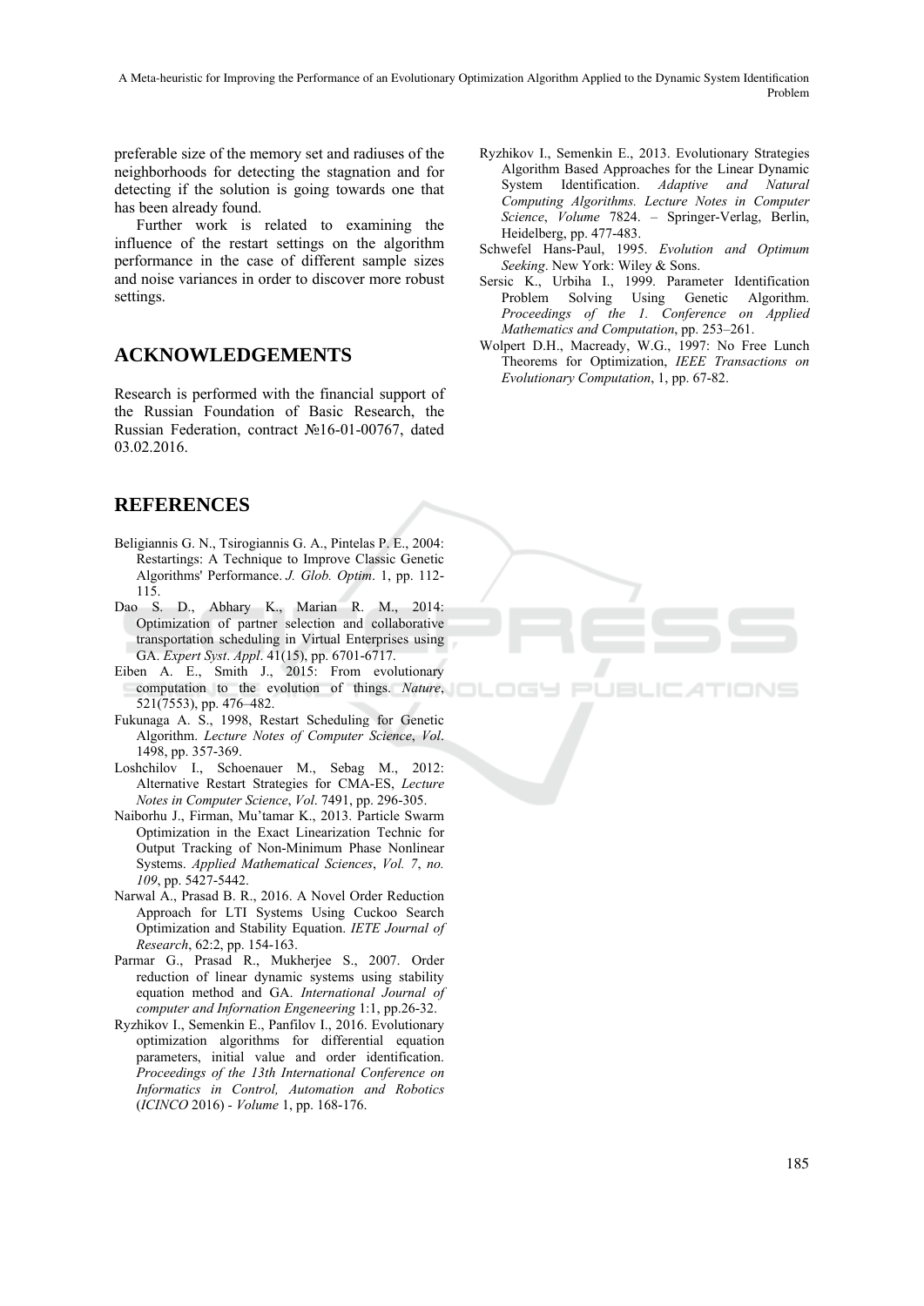preferable size of the memory set and radiuses of the neighborhoods for detecting the stagnation and for detecting if the solution is going towards one that has been already found.

Further work is related to examining the influence of the restart settings on the algorithm performance in the case of different sample sizes and noise variances in order to discover more robust settings.

## ACKNOWLEDGEMENTS

Research is performed with the financial support of the Russian Foundation of Basic Research, the Russian Federation, contract №16-01-00767, dated 03.02.2016.

## REFERENCES

Beligiannis G. N., Tsirogiannis G. A., Pintelas P. E., 2004: Restartings: A Technique to Improve Classic Genetic Algorithms' Performance. *J. Glob. Optim*. 1, pp. 112-115.

Dao S. D., Abhary K., Marian R. M., 2014: Optimization of partner selection and collaborative transportation scheduling in Virtual Enterprises using GA. *Expert Syst*. *Appl*. 41(15), pp. 6701-6717.

Eiben A. E., Smith J., 2015: From evolutionary computation to the evolution of things. *Nature*, 521(7553), pp. 476–482.

Fukunaga A. S., 1998, Restart Scheduling for Genetic Algorithm. *Lecture Notes of Computer Science*, *Vol*. 1498, pp. 357-369.

Loshchilov I., Schoenauer M., Sebag M., 2012: Alternative Restart Strategies for CMA-ES, *Lecture Notes in Computer Science*, *Vol*. 7491, pp. 296-305.

Naiborhu J., Firman, Mu'tamar K., 2013. Particle Swarm Optimization in the Exact Linearization Technic for Output Tracking of Non-Minimum Phase Nonlinear Systems. *Applied Mathematical Sciences*, *Vol. 7*, *no. 109*, pp. 5427-5442.

Narwal A., Prasad B. R., 2016. A Novel Order Reduction Approach for LTI Systems Using Cuckoo Search Optimization and Stability Equation. *IETE Journal of Research*, 62:2, pp. 154-163.

Parmar G., Prasad R., Mukherjee S., 2007. Order reduction of linear dynamic systems using stability equation method and GA. *International Journal of computer and Infornation Engeneering* 1:1, pp.26-32.

Ryzhikov I., Semenkin E., Panfilov I., 2016. Evolutionary optimization algorithms for differential equation parameters, initial value and order identification. *Proceedings of the 13th International Conference on Informatics in Control, Automation and Robotics* (*ICINCO* 2016) - *Volume* 1, pp. 168-176.

Ryzhikov I., Semenkin E., 2013. Evolutionary Strategies Algorithm Based Approaches for the Linear Dynamic System Identification. *Adaptive and Natural Computing Algorithms. Lecture Notes in Computer Science*, *Volume* 7824. – Springer-Verlag, Berlin, Heidelberg, pp. 477-483.

Schwefel Hans-Paul, 1995. *Evolution and Optimum Seeking*. New York: Wiley & Sons.

Sersic K., Urbiha I., 1999. Parameter Identification Problem Solving Using Genetic Algorithm. *Proceedings of the 1. Conference on Applied Mathematics and Computation*, pp. 253–261.

Wolpert D.H., Macready, W.G., 1997: No Free Lunch Theorems for Optimization, *IEEE Transactions on Evolutionary Computation*, 1, pp. 67-82.